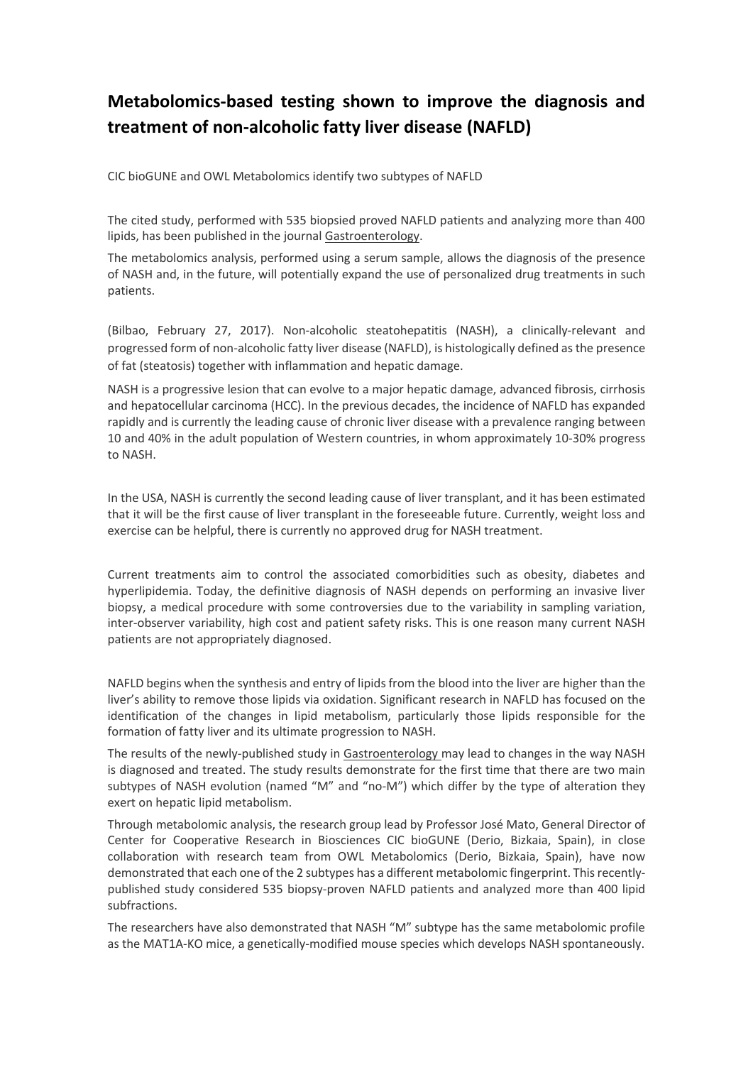# Metabolomics-based testing shown to improve the diagnosis and treatment of non-alcoholic fatty liver disease (NAFLD)

CIC bioGUNE and OWL Metabolomics identify two subtypes of NAFLD

The cited study, performed with 535 biopsied proved NAFLD patients and analyzing more than 400 lipids, has been published in the journal Gastroenterology.

The metabolomics analysis, performed using a serum sample, allows the diagnosis of the presence of NASH and, in the future, will potentially expand the use of personalized drug treatments in such patients.

(Bilbao, February 27, 2017). Non-alcoholic steatohepatitis (NASH), a clinically-relevant and progressed form of non-alcoholic fatty liver disease (NAFLD), is histologically defined as the presence of fat (steatosis) together with inflammation and hepatic damage.

NASH is a progressive lesion that can evolve to a major hepatic damage, advanced fibrosis, cirrhosis and hepatocellular carcinoma (HCC). In the previous decades, the incidence of NAFLD has expanded rapidly and is currently the leading cause of chronic liver disease with a prevalence ranging between 10 and 40% in the adult population of Western countries, in whom approximately 10-30% progress to NASH.

In the USA, NASH is currently the second leading cause of liver transplant, and it has been estimated that it will be the first cause of liver transplant in the foreseeable future. Currently, weight loss and exercise can be helpful, there is currently no approved drug for NASH treatment.

Current treatments aim to control the associated comorbidities such as obesity, diabetes and hyperlipidemia. Today, the definitive diagnosis of NASH depends on performing an invasive liver biopsy, a medical procedure with some controversies due to the variability in sampling variation, inter-observer variability, high cost and patient safety risks. This is one reason many current NASH patients are not appropriately diagnosed.

NAFLD begins when the synthesis and entry of lipids from the blood into the liver are higher than the liver's ability to remove those lipids via oxidation. Significant research in NAFLD has focused on the identification of the changes in lipid metabolism, particularly those lipids responsible for the formation of fatty liver and its ultimate progression to NASH.

The results of the newly-published study in Gastroenterology may lead to changes in the way NASH is diagnosed and treated. The study results demonstrate for the first time that there are two main subtypes of NASH evolution (named "M" and "no-M") which differ by the type of alteration they exert on hepatic lipid metabolism.

Through metabolomic analysis, the research group lead by Professor José Mato, General Director of Center for Cooperative Research in Biosciences CIC bioGUNE (Derio, Bizkaia, Spain), in close collaboration with research team from OWL Metabolomics (Derio, Bizkaia, Spain), have now demonstrated that each one of the 2 subtypes has a different metabolomic fingerprint. This recently-published study considered 535 biopsy-proven NAFLD patients and analyzed more than 400 lipid subfractions.

The researchers have also demonstrated that NASH "M" subtype has the same metabolomic profile as the MAT1A-KO mice, a genetically-modified mouse species which develops NASH spontaneously.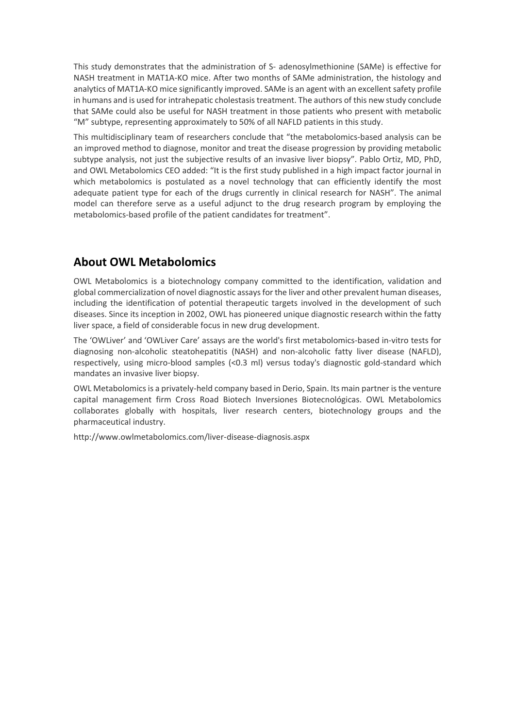This study demonstrates that the administration of S- adenosylmethionine (SAMe) is effective for NASH treatment in MAT1A-KO mice. After two months of SAMe administration, the histology and analytics of MAT1A-KO mice significantly improved. SAMe is an agent with an excellent safety profile in humans and is used for intrahepatic cholestasis treatment. The authors of this new study conclude that SAMe could also be useful for NASH treatment in those patients who present with metabolic "M" subtype, representing approximately to 50% of all NAFLD patients in this study.

This multidisciplinary team of researchers conclude that "the metabolomics-based analysis can be an improved method to diagnose, monitor and treat the disease progression by providing metabolic subtype analysis, not just the subjective results of an invasive liver biopsy". Pablo Ortiz, MD, PhD, and OWL Metabolomics CEO added: "It is the first study published in a high impact factor journal in which metabolomics is postulated as a novel technology that can efficiently identify the most adequate patient type for each of the drugs currently in clinical research for NASH". The animal model can therefore serve as a useful adjunct to the drug research program by employing the metabolomics-based profile of the patient candidates for treatment".

## About OWL Metabolomics

OWL Metabolomics is a biotechnology company committed to the identification, validation and global commercialization of novel diagnostic assays for the liver and other prevalent human diseases, including the identification of potential therapeutic targets involved in the development of such diseases. Since its inception in 2002, OWL has pioneered unique diagnostic research within the fatty liver space, a field of considerable focus in new drug development.

The 'OWLiver' and 'OWLiver Care' assays are the world's first metabolomics-based in-vitro tests for diagnosing non-alcoholic steatohepatitis (NASH) and non-alcoholic fatty liver disease (NAFLD), respectively, using micro-blood samples (<0.3 ml) versus today's diagnostic gold-standard which mandates an invasive liver biopsy.

OWL Metabolomics is a privately-held company based in Derio, Spain. Its main partner is the venture capital management firm Cross Road Biotech Inversiones Biotecnológicas. OWL Metabolomics collaborates globally with hospitals, liver research centers, biotechnology groups and the pharmaceutical industry.

http://www.owlmetabolomics.com/liver-disease-diagnosis.aspx